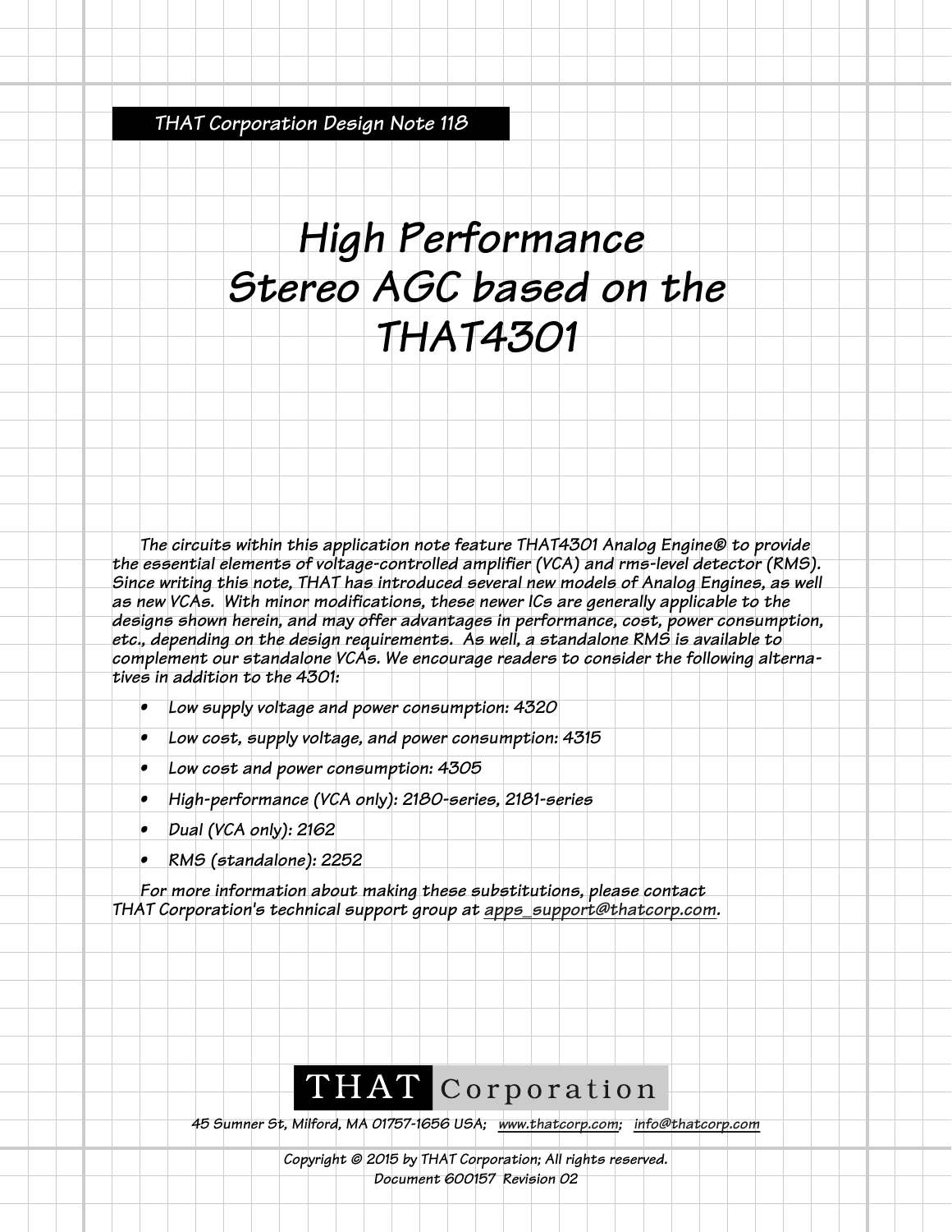THAT Corporation Design Note 118

# High Performance Stereo AGC based on the THAT4301

The circuits within this application note feature THAT4301 Analog Engine® to provide the essential elements of voltage-controlled amplifier (VCA) and rms-level detector (RMS). Since writing this note, THAT has introduced several new models of Analog Engines, as well as new VCAs. With minor modifications, these newer ICs are generally applicable to the designs shown herein, and may offer advantages in performance, cost, power consumption, etc., depending on the design requirements. As well, a standalone RMS is available to complement our standalone VCAs. We encourage readers to consider the following alternatives in addition to the 4301:

- Low supply voltage and power consumption: 4320
- Low cost, supply voltage, and power consumption: 4315
- Low cost and power consumption: 4305
- High-performance (VCA only): 2180-series, 2181-series
- Dual (VCA only): 2162
- RMS (standalone): 2252

For more information about making these substitutions, please contact THAT Corporation's technical support group at apps_support@thatcorp.com.

**THAT Corporation**

45 Sumner St, Milford, MA 01757-1656 USA; www.thatcorp.com; info@thatcorp.com

Copyright © 2015 by THAT Corporation; All rights reserved.
Document 600157 Revision 02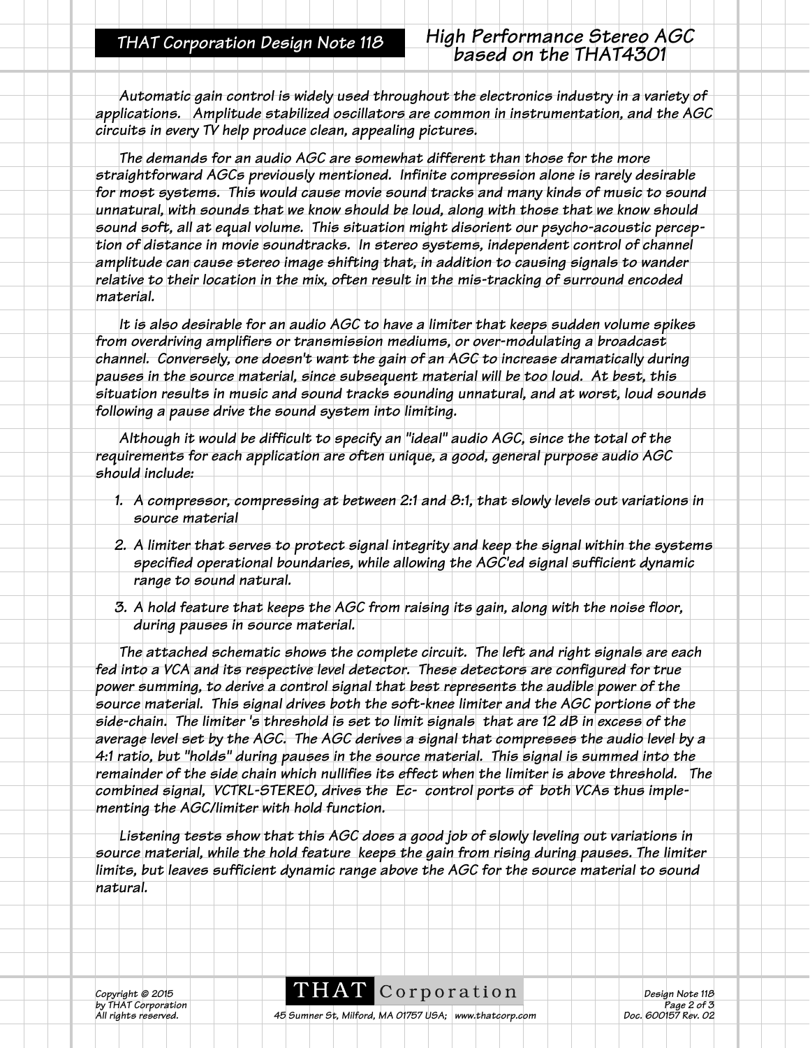Automatic gain control is widely used throughout the electronics industry in a variety of applications. Amplitude stabilized oscillators are common in instrumentation, and the AGC circuits in every TV help produce clean, appealing pictures.

The demands for an audio AGC are somewhat different than those for the more straightforward AGCs previously mentioned. Infinite compression alone is rarely desirable for most systems. This would cause movie sound tracks and many kinds of music to sound unnatural, with sounds that we know should be loud, along with those that we know should sound soft, all at equal volume. This situation might disorient our psycho-acoustic perception of distance in movie soundtracks. In stereo systems, independent control of channel amplitude can cause stereo image shifting that, in addition to causing signals to wander relative to their location in the mix, often result in the mis-tracking of surround encoded material.

It is also desirable for an audio AGC to have a limiter that keeps sudden volume spikes from overdriving amplifiers or transmission mediums, or over-modulating a broadcast channel. Conversely, one doesn't want the gain of an AGC to increase dramatically during pauses in the source material, since subsequent material will be too loud. At best, this situation results in music and sound tracks sounding unnatural, and at worst, loud sounds following a pause drive the sound system into limiting.

Although it would be difficult to specify an "ideal" audio AGC, since the total of the requirements for each application are often unique, a good, general purpose audio AGC should include:

1. A compressor, compressing at between 2:1 and 8:1, that slowly levels out variations in source material
2. A limiter that serves to protect signal integrity and keep the signal within the systems specified operational boundaries, while allowing the AGC'ed signal sufficient dynamic range to sound natural.
3. A hold feature that keeps the AGC from raising its gain, along with the noise floor, during pauses in source material.

The attached schematic shows the complete circuit. The left and right signals are each fed into a VCA and its respective level detector. These detectors are configured for true power summing, to derive a control signal that best represents the audible power of the source material. This signal drives both the soft-knee limiter and the AGC portions of the side-chain. The limiter 's threshold is set to limit signals that are 12 dB in excess of the average level set by the AGC. The AGC derives a signal that compresses the audio level by a 4:1 ratio, but "holds" during pauses in the source material. This signal is summed into the remainder of the side chain which nullifies its effect when the limiter is above threshold. The combined signal, VCTRL-STEREO, drives the Ec- control ports of both VCAs thus implementing the AGC/limiter with hold function.

Listening tests show that this AGC does a good job of slowly leveling out variations in source material, while the hold feature keeps the gain from rising during pauses. The limiter limits, but leaves sufficient dynamic range above the AGC for the source material to sound natural.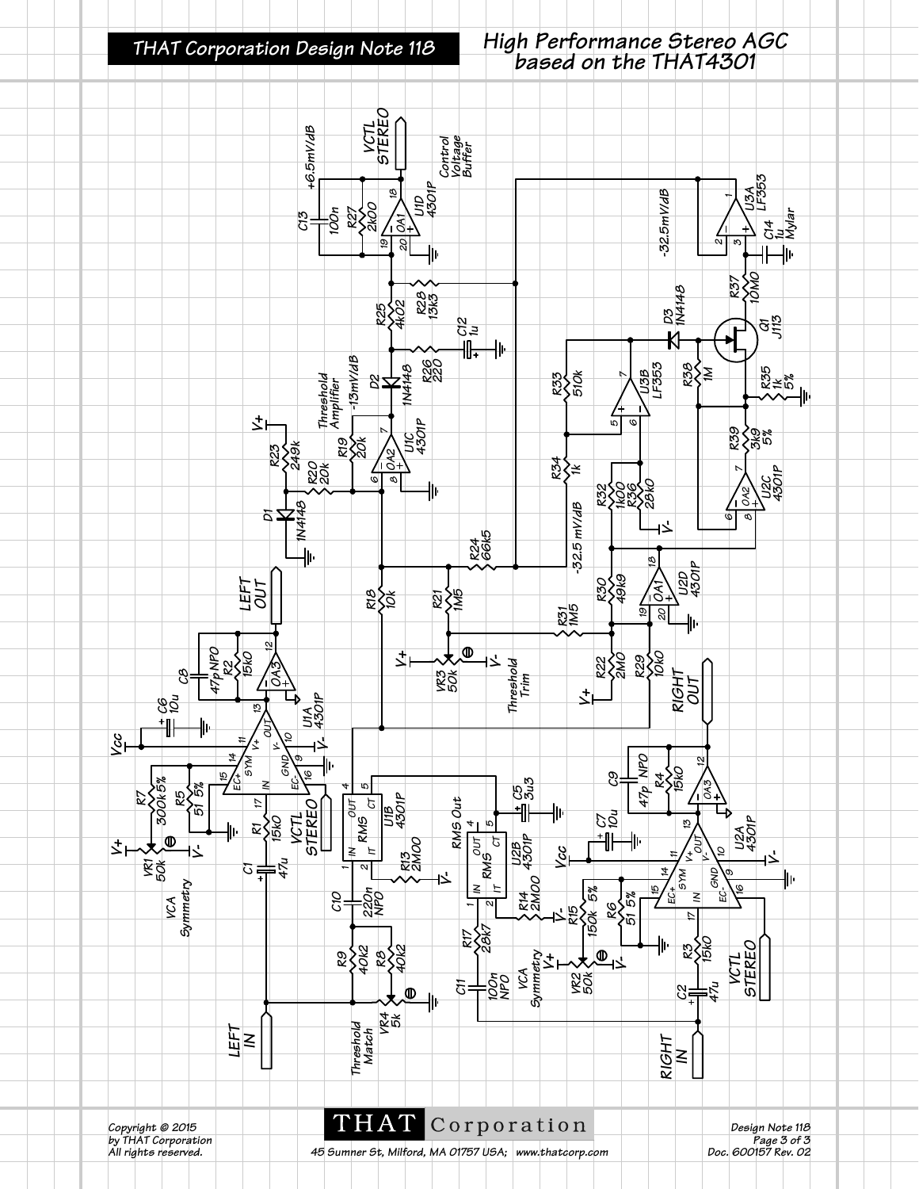VCTL STEREO

+6.5mV/dB

C13 100n

R27 2k00

U1D 4301P

OA1

Control Voltage Buffer

-32.5mV/dB

U3A LF353

C14 1u Mylar

R25 4k02

R28 13k3

R37 10M0

C12 1u

R26 220

D3 1N4148

Q1 J113

D2 1N4148

R33 510k

R38 1M

R35 1k 5%

Threshold Amplifier

-13mV/dB

U3B LF353

R23 249k

R19 20k

U1C 4301P

OA2

R20 20k

R34 1k

R39 3k9 5%

D1 1N4148

R32 1k00

R36 28k0

U2C 4301P

OA2

R24 66k5

-32.5 mV/dB

LEFT OUT

R18 10k

R21 1M5

R30 49k9

U2D 4301P

OA1

R31 1M5

C8 47p NPO

R2 15k0

OA3

VR3 50k

Threshold Trim

R22 2M0

R29 10k0

RIGHT OUT

C6 10u

Vcc

U1A 4301P

C9 47p NPO

R4 15k0

OA3

R7 300k 5%

R5 51 5%

SYM

EC+

IN

GND

EC-

OUT

C5 3u3

RMS Out

C7 10u

Vcc

U2A 4301P

R1 15k0

VCTL STEREO

U1B 4301P

RMS

IT

CT

U2B 4301P

VR1 50k

R13 2M00

R14 2M00

R15 150k 5%

R6 51 5%

VCA Symmetry

C1 47u

C10 220n NPO

R17 28k7

VCA Symmetry

VR2 50k

R3 15k0

C11 100n NPO

C2 47u

VCTL STEREO

R9 40k2

R8 40k2

VR4 5k

LEFT IN

Threshold Match

RIGHT IN

V+

V-